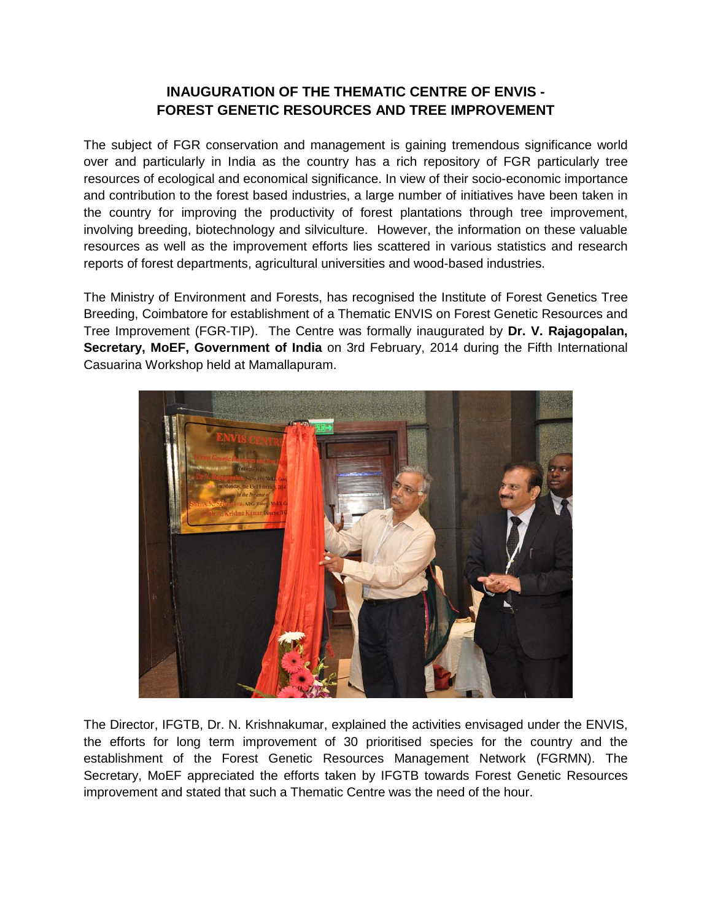# INAUGURATION OF THE THEMATIC CENTRE OF ENVIS - FOREST GENETIC RESOURCES AND TREE IMPROVEMENT

The subject of FGR conservation and management is gaining tremendous significance world over and particularly in India as the country has a rich repository of FGR particularly tree resources of ecological and economical significance. In view of their socio-economic importance and contribution to the forest based industries, a large number of initiatives have been taken in the country for improving the productivity of forest plantations through tree improvement, involving breeding, biotechnology and silviculture. However, the information on these valuable resources as well as the improvement efforts lies scattered in various statistics and research reports of forest departments, agricultural universities and wood-based industries.

The Ministry of Environment and Forests, has recognised the Institute of Forest Genetics Tree Breeding, Coimbatore for establishment of a Thematic ENVIS on Forest Genetic Resources and Tree Improvement (FGR-TIP). The Centre was formally inaugurated by **Dr. V. Rajagopalan, Secretary, MoEF, Government of India** on 3rd February, 2014 during the Fifth International Casuarina Workshop held at Mamallapuram.

The Director, IFGTB, Dr. N. Krishnakumar, explained the activities envisaged under the ENVIS, the efforts for long term improvement of 30 prioritised species for the country and the establishment of the Forest Genetic Resources Management Network (FGRMN). The Secretary, MoEF appreciated the efforts taken by IFGTB towards Forest Genetic Resources improvement and stated that such a Thematic Centre was the need of the hour.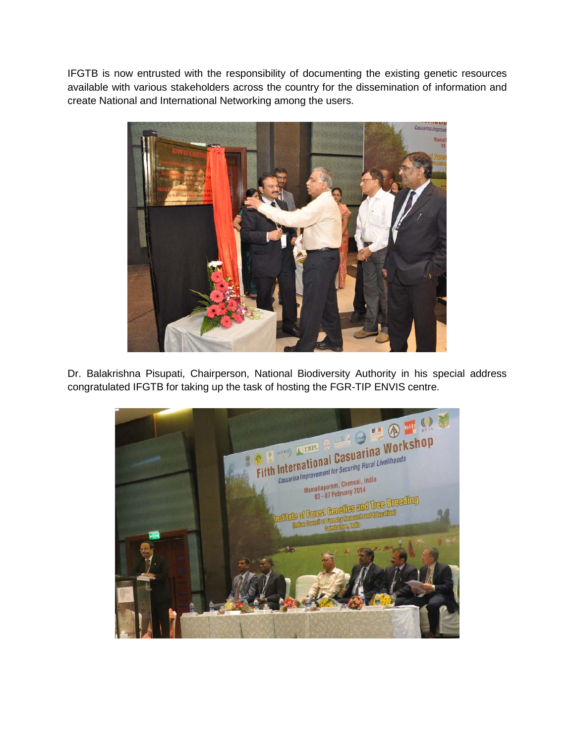IFGTB is now entrusted with the responsibility of documenting the existing genetic resources available with various stakeholders across the country for the dissemination of information and create National and International Networking among the users.

Dr. Balakrishna Pisupati, Chairperson, National Biodiversity Authority in his special address congratulated IFGTB for taking up the task of hosting the FGR-TIP ENVIS centre.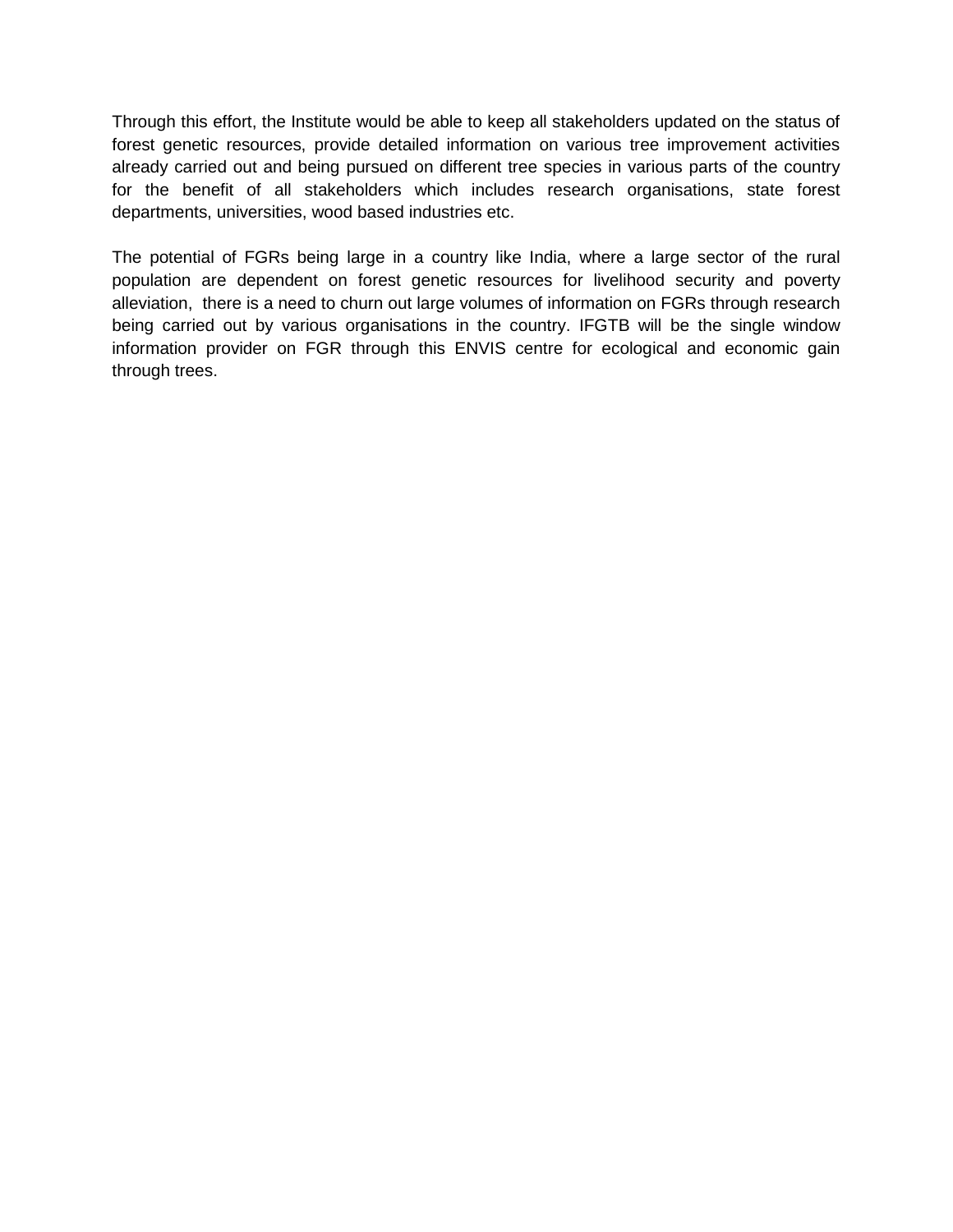Through this effort, the Institute would be able to keep all stakeholders updated on the status of forest genetic resources, provide detailed information on various tree improvement activities already carried out and being pursued on different tree species in various parts of the country for the benefit of all stakeholders which includes research organisations, state forest departments, universities, wood based industries etc.

The potential of FGRs being large in a country like India, where a large sector of the rural population are dependent on forest genetic resources for livelihood security and poverty alleviation, there is a need to churn out large volumes of information on FGRs through research being carried out by various organisations in the country. IFGTB will be the single window information provider on FGR through this ENVIS centre for ecological and economic gain through trees.